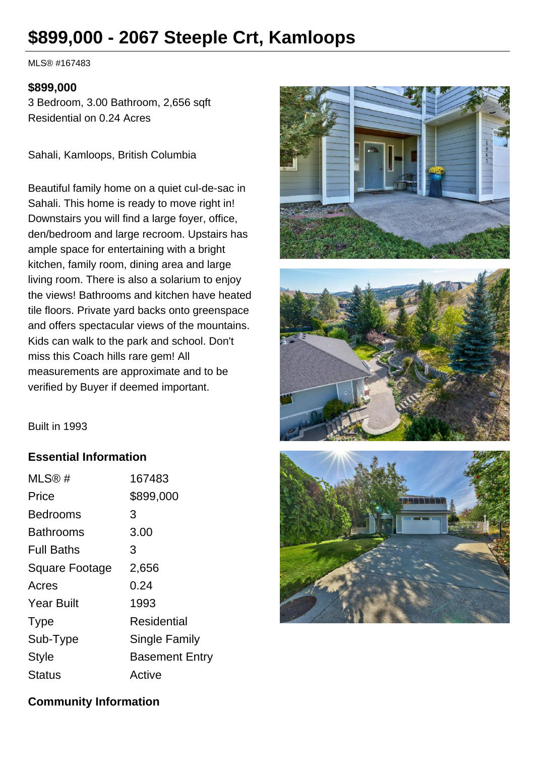# $899,000 - 2067 Steeple Crt, Kamloops

MLS® #167483

**$899,000**

3 Bedroom, 3.00 Bathroom, 2,656 sqft
Residential on 0.24 Acres

Sahali, Kamloops, British Columbia

Beautiful family home on a quiet cul-de-sac in Sahali. This home is ready to move right in! Downstairs you will find a large foyer, office, den/bedroom and large recroom. Upstairs has ample space for entertaining with a bright kitchen, family room, dining area and large living room. There is also a solarium to enjoy the views! Bathrooms and kitchen have heated tile floors. Private yard backs onto greenspace and offers spectacular views of the mountains. Kids can walk to the park and school. Don't miss this Coach hills rare gem! All measurements are approximate and to be verified by Buyer if deemed important.

Built in 1993

## Essential Information

| | |
|---|---|
| MLS® # | 167483 |
| Price | $899,000 |
| Bedrooms | 3 |
| Bathrooms | 3.00 |
| Full Baths | 3 |
| Square Footage | 2,656 |
| Acres | 0.24 |
| Year Built | 1993 |
| Type | Residential |
| Sub-Type | Single Family |
| Style | Basement Entry |
| Status | Active |

## Community Information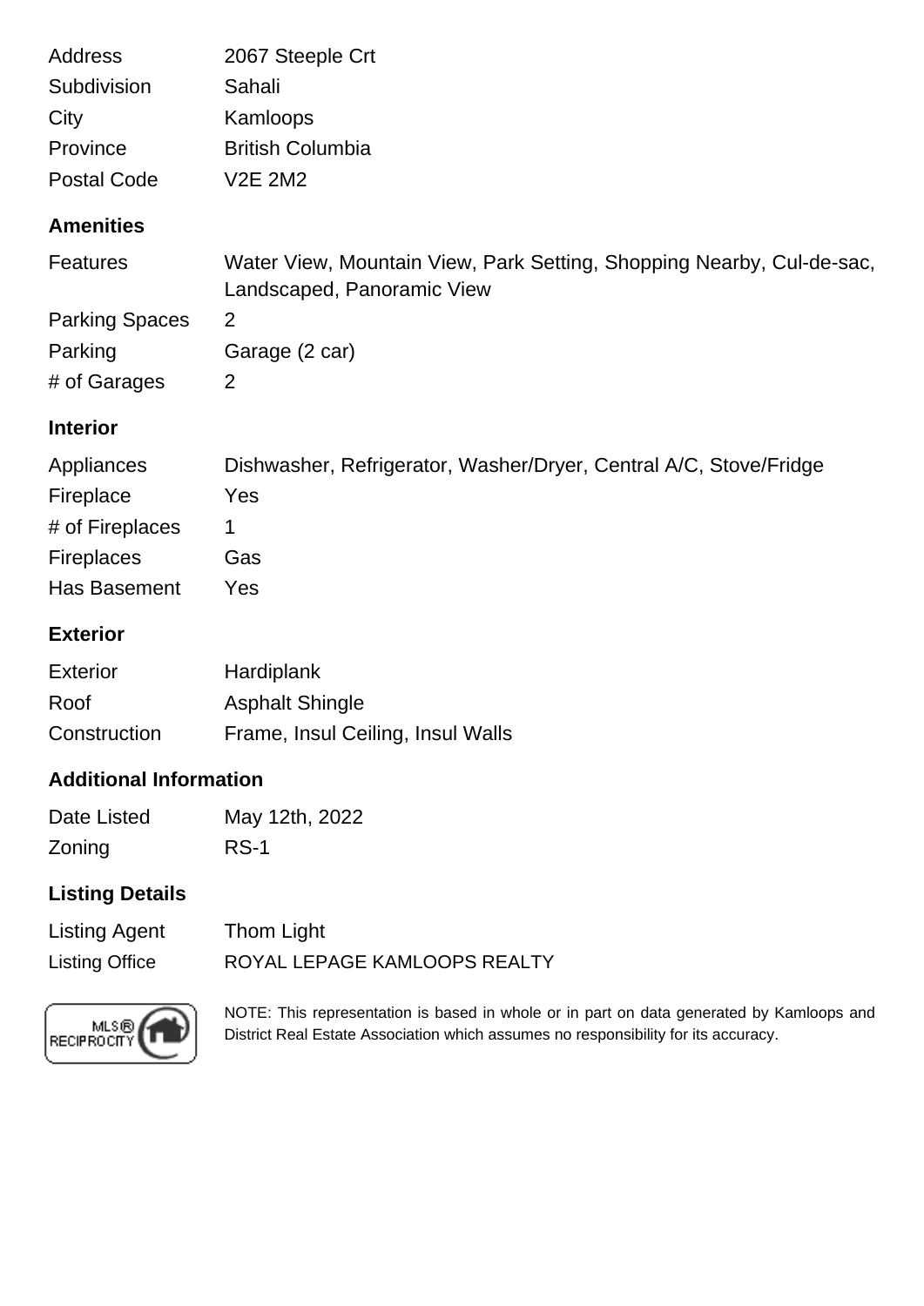| | |
|---|---|
| Address | 2067 Steeple Crt |
| Subdivision | Sahali |
| City | Kamloops |
| Province | British Columbia |
| Postal Code | V2E 2M2 |

## Amenities

| | |
|---|---|
| Features | Water View, Mountain View, Park Setting, Shopping Nearby, Cul-de-sac, Landscaped, Panoramic View |
| Parking Spaces | 2 |
| Parking | Garage (2 car) |
| # of Garages | 2 |

## Interior

| | |
|---|---|
| Appliances | Dishwasher, Refrigerator, Washer/Dryer, Central A/C, Stove/Fridge |
| Fireplace | Yes |
| # of Fireplaces | 1 |
| Fireplaces | Gas |
| Has Basement | Yes |

## Exterior

| | |
|---|---|
| Exterior | Hardiplank |
| Roof | Asphalt Shingle |
| Construction | Frame, Insul Ceiling, Insul Walls |

## Additional Information

| | |
|---|---|
| Date Listed | May 12th, 2022 |
| Zoning | RS-1 |

## Listing Details

| | |
|---|---|
| Listing Agent | Thom Light |
| Listing Office | ROYAL LEPAGE KAMLOOPS REALTY |

MLS® RECIPROCITY

NOTE: This representation is based in whole or in part on data generated by Kamloops and District Real Estate Association which assumes no responsibility for its accuracy.